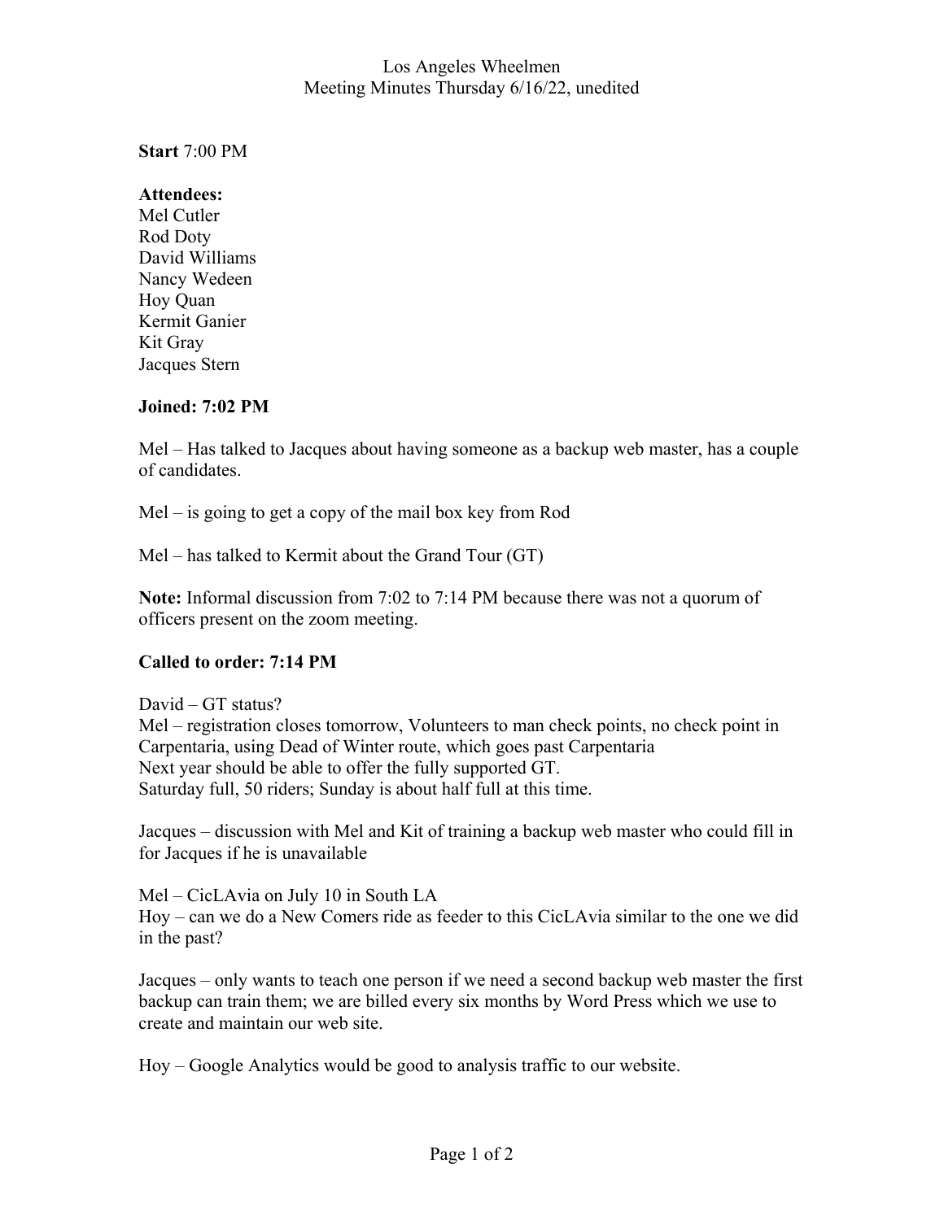Los Angeles Wheelmen
Meeting Minutes Thursday 6/16/22, unedited

**Start** 7:00 PM

**Attendees:**
Mel Cutler
Rod Doty
David Williams
Nancy Wedeen
Hoy Quan
Kermit Ganier
Kit Gray
Jacques Stern

**Joined: 7:02 PM**

Mel – Has talked to Jacques about having someone as a backup web master, has a couple of candidates.

Mel – is going to get a copy of the mail box key from Rod

Mel – has talked to Kermit about the Grand Tour (GT)

**Note:** Informal discussion from 7:02 to 7:14 PM because there was not a quorum of officers present on the zoom meeting.

**Called to order: 7:14 PM**

David – GT status?
Mel – registration closes tomorrow, Volunteers to man check points, no check point in Carpentaria, using Dead of Winter route, which goes past Carpentaria
Next year should be able to offer the fully supported GT.
Saturday full, 50 riders; Sunday is about half full at this time.

Jacques – discussion with Mel and Kit of training a backup web master who could fill in for Jacques if he is unavailable

Mel – CicLAvia on July 10 in South LA
Hoy – can we do a New Comers ride as feeder to this CicLAvia similar to the one we did in the past?

Jacques – only wants to teach one person if we need a second backup web master the first backup can train them; we are billed every six months by Word Press which we use to create and maintain our web site.

Hoy – Google Analytics would be good to analysis traffic to our website.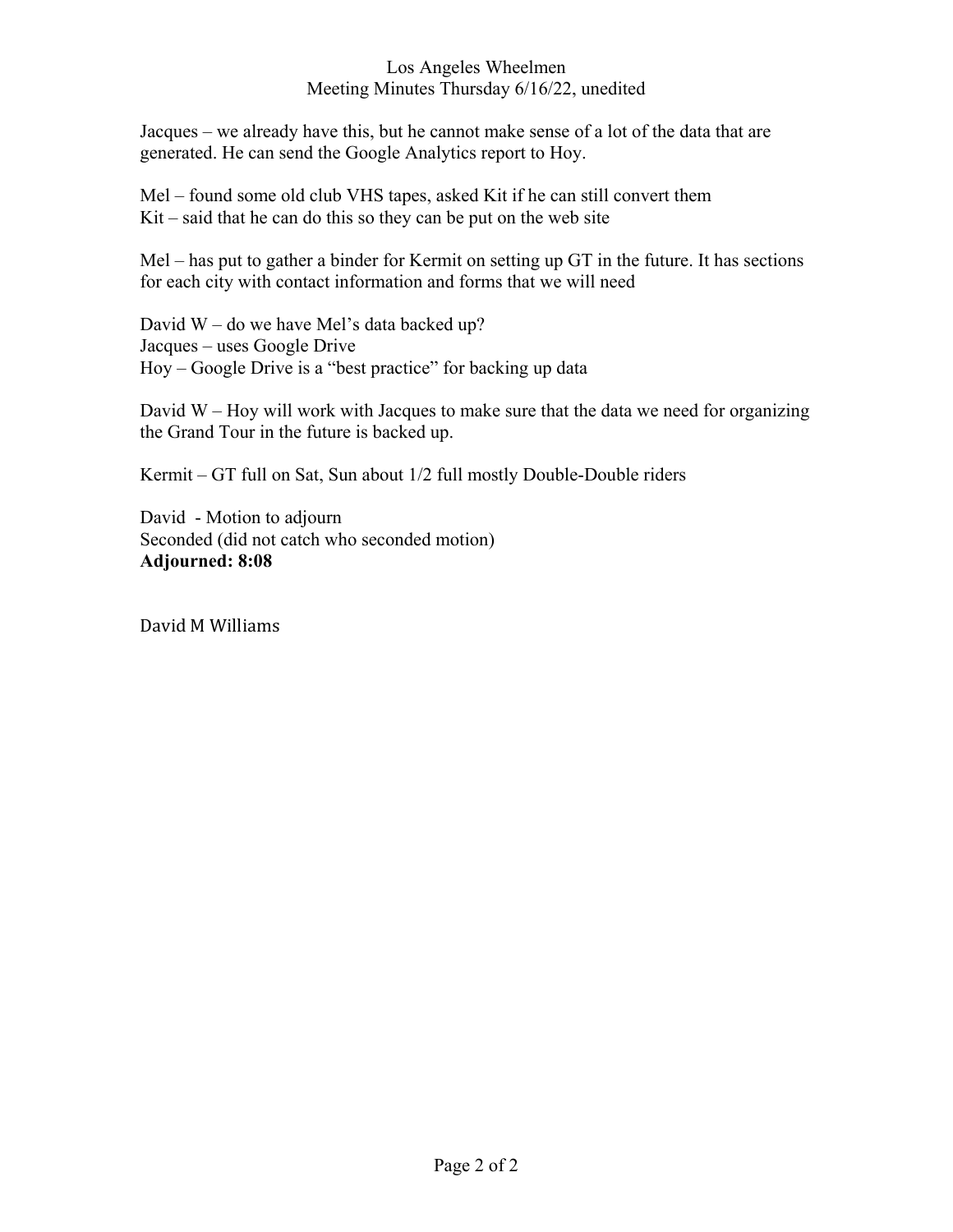Los Angeles Wheelmen
Meeting Minutes Thursday 6/16/22, unedited

Jacques – we already have this, but he cannot make sense of a lot of the data that are generated. He can send the Google Analytics report to Hoy.

Mel – found some old club VHS tapes, asked Kit if he can still convert them
Kit – said that he can do this so they can be put on the web site

Mel – has put to gather a binder for Kermit on setting up GT in the future. It has sections for each city with contact information and forms that we will need

David W – do we have Mel's data backed up?
Jacques – uses Google Drive
Hoy – Google Drive is a "best practice" for backing up data

David W – Hoy will work with Jacques to make sure that the data we need for organizing the Grand Tour in the future is backed up.

Kermit – GT full on Sat, Sun about 1/2 full mostly Double-Double riders

David - Motion to adjourn
Seconded (did not catch who seconded motion)
**Adjourned: 8:08**

David M Williams